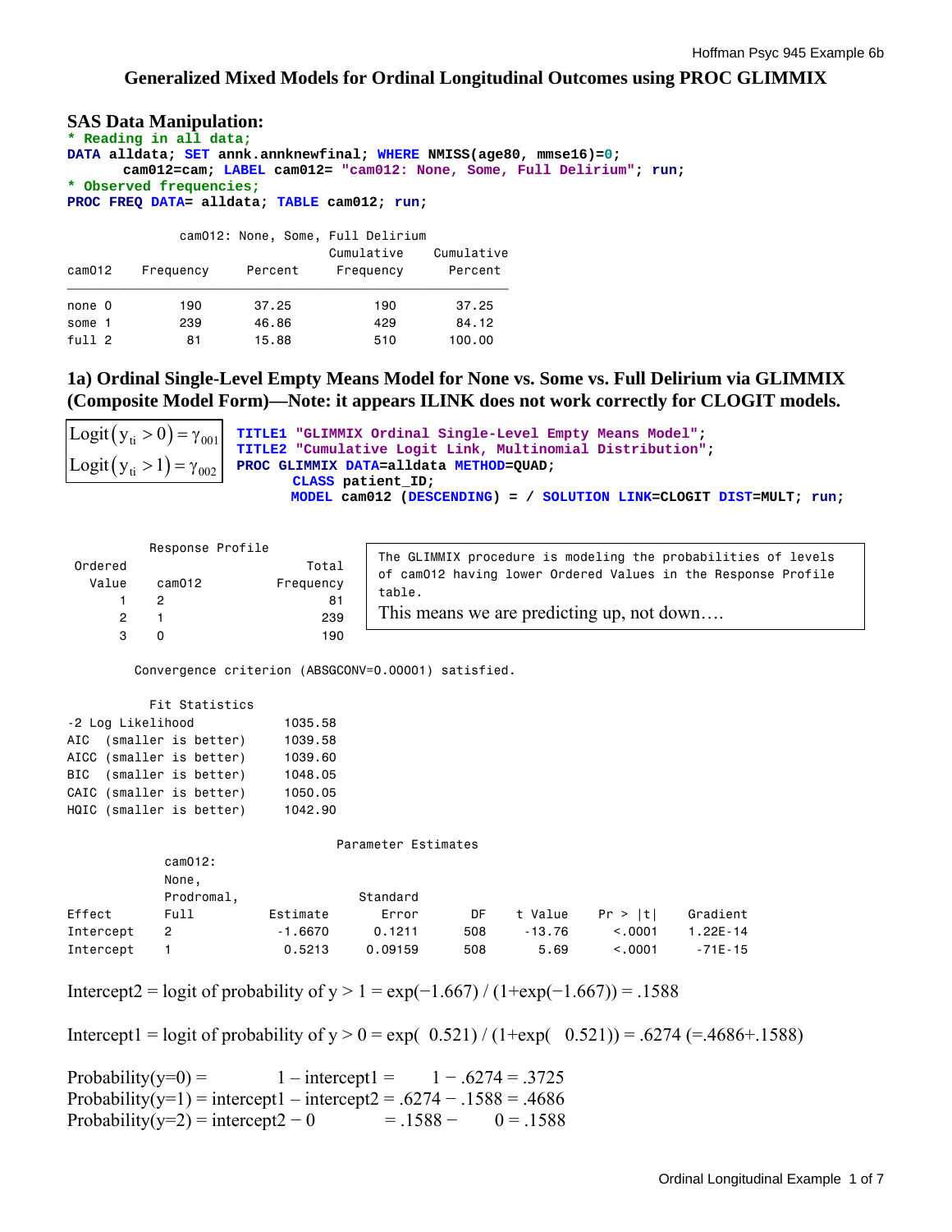# Generalized Mixed Models for Ordinal Longitudinal Outcomes using PROC GLIMMIX

## SAS Data Manipulation:

```
* Reading in all data;
DATA alldata; SET annk.annknewfinal; WHERE NMISS(age80, mmse16)=0;
     cam012=cam; LABEL cam012= "cam012: None, Some, Full Delirium"; run;
* Observed frequencies;
PROC FREQ DATA= alldata; TABLE cam012; run;
```

cam012: None, Some, Full Delirium

| cam012 | Frequency | Percent | Cumulative Frequency | Cumulative Percent |
|---|---|---|---|---|
| none 0 | 190 | 37.25 | 190 | 37.25 |
| some 1 | 239 | 46.86 | 429 | 84.12 |
| full 2 | 81 | 15.88 | 510 | 100.00 |

## 1a) Ordinal Single-Level Empty Means Model for None vs. Some vs. Full Delirium via GLIMMIX (Composite Model Form)—Note: it appears ILINK does not work correctly for CLOGIT models.

$$\text{Logit}\left(y_{ti} > 0\right) = \gamma_{001}$$
$$\text{Logit}\left(y_{ti} > 1\right) = \gamma_{002}$$

```
TITLE1 "GLIMMIX Ordinal Single-Level Empty Means Model";
TITLE2 "Cumulative Logit Link, Multinomial Distribution";
PROC GLIMMIX DATA=alldata METHOD=QUAD;
      CLASS patient_ID;
      MODEL cam012 (DESCENDING) = / SOLUTION LINK=CLOGIT DIST=MULT; run;
```

Response Profile

| Ordered Value | cam012 | Total Frequency |
|---|---|---|
| 1 | 2 | 81 |
| 2 | 1 | 239 |
| 3 | 0 | 190 |

The GLIMMIX procedure is modeling the probabilities of levels of cam012 having lower Ordered Values in the Response Profile table.

This means we are predicting up, not down….

Convergence criterion (ABSGCONV=0.00001) satisfied.

Fit Statistics

| | |
|---|---|
| -2 Log Likelihood | 1035.58 |
| AIC (smaller is better) | 1039.58 |
| AICC (smaller is better) | 1039.60 |
| BIC (smaller is better) | 1048.05 |
| CAIC (smaller is better) | 1050.05 |
| HQIC (smaller is better) | 1042.90 |

Parameter Estimates

| Effect | cam012: None, Prodromal, Full | Estimate | Standard Error | DF | t Value | Pr > \|t\| | Gradient |
|---|---|---|---|---|---|---|---|
| Intercept | 2 | -1.6670 | 0.1211 | 508 | -13.76 | <.0001 | 1.22E-14 |
| Intercept | 1 | 0.5213 | 0.09159 | 508 | 5.69 | <.0001 | -71E-15 |

Intercept2 = logit of probability of y > 1 = exp(−1.667) / (1+exp(−1.667)) = .1588

Intercept1 = logit of probability of y > 0 = exp( 0.521) / (1+exp( 0.521)) = .6274 (=.4686+.1588)

Probability(y=0) = 1 – intercept1 = 1 − .6274 = .3725
Probability(y=1) = intercept1 – intercept2 = .6274 − .1588 = .4686
Probability(y=2) = intercept2 − 0 = .1588 − 0 = .1588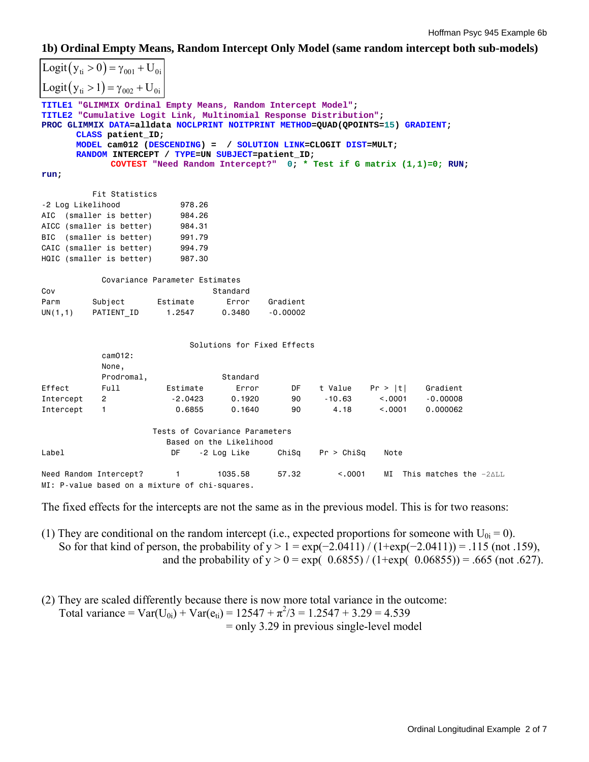### 1b) Ordinal Empty Means, Random Intercept Only Model (same random intercept both sub-models)

$$\text{Logit}(y_{ti} > 0) = \gamma_{001} + U_{0i}$$
$$\text{Logit}(y_{ti} > 1) = \gamma_{002} + U_{0i}$$

```
TITLE1 "GLIMMIX Ordinal Empty Means, Random Intercept Model";
TITLE2 "Cumulative Logit Link, Multinomial Response Distribution";
PROC GLIMMIX DATA=alldata NOCLPRINT NOITPRINT METHOD=QUAD(QPOINTS=15) GRADIENT;
      CLASS patient_ID;
      MODEL cam012 (DESCENDING) =  / SOLUTION LINK=CLOGIT DIST=MULT;
      RANDOM INTERCEPT / TYPE=UN SUBJECT=patient_ID;
             COVTEST "Need Random Intercept?"  0; * Test if G matrix (1,1)=0; RUN;
run;
```

```
          Fit Statistics
-2 Log Likelihood            978.26
AIC  (smaller is better)     984.26
AICC (smaller is better)     984.31
BIC  (smaller is better)     991.79
CAIC (smaller is better)     994.79
HQIC (smaller is better)     987.30

            Covariance Parameter Estimates
Cov                                  Standard
Parm       Subject       Estimate       Error     Gradient
UN(1,1)    PATIENT_ID      1.2547      0.3480     -0.00002


                          Solutions for Fixed Effects
            cam012:
            None,
            Prodromal,                Standard
Effect      Full          Estimate       Error       DF    t Value    Pr > |t|     Gradient
Intercept   2              -2.0423      0.1920       90     -10.63      <.0001     -0.00008
Intercept   1               0.6855      0.1640       90       4.18      <.0001     0.000062

                     Tests of Covariance Parameters
                       Based on the Likelihood
Label                     DF    -2 Log Like      ChiSq    Pr > ChiSq    Note

Need Random Intercept?     1        1035.58      57.32        <.0001    MI  This matches the −2ΔLL
MI: P-value based on a mixture of chi-squares.
```

The fixed effects for the intercepts are not the same as in the previous model. This is for two reasons:

(1) They are conditional on the random intercept (i.e., expected proportions for someone with $U_{0i} = 0$).
So for that kind of person, the probability of $y > 1 = \exp(-2.0411) / (1+\exp(-2.0411)) = .115$ (not .159),
and the probability of $y > 0 = \exp(\ 0.6855) / (1+\exp(\ 0.06855)) = .665$ (not .627).

(2) They are scaled differently because there is now more total variance in the outcome:
Total variance = $\text{Var}(U_{0i}) + \text{Var}(e_{ti}) = 12547 + \pi^2/3 = 1.2547 + 3.29 = 4.539$
= only 3.29 in previous single-level model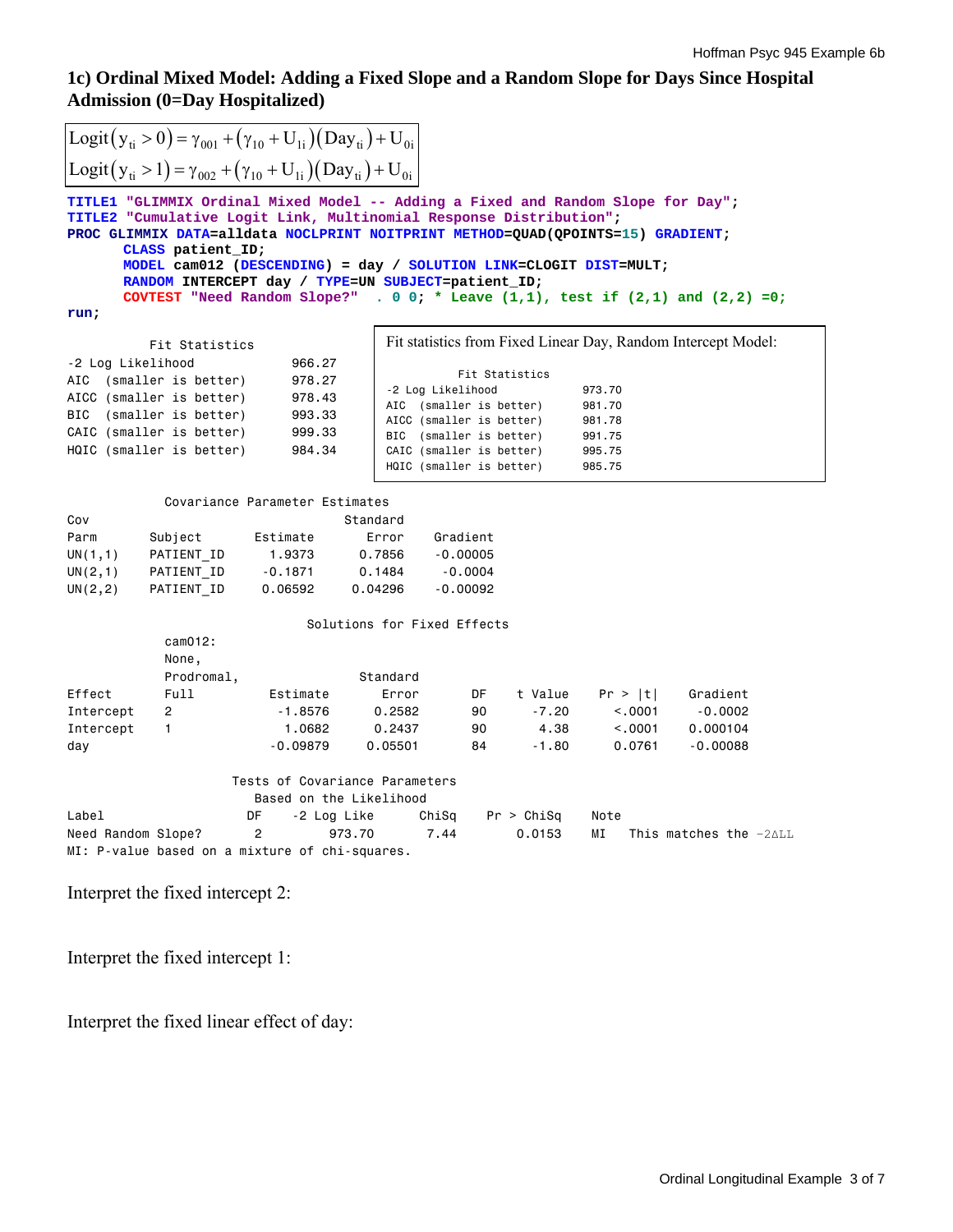## 1c) Ordinal Mixed Model: Adding a Fixed Slope and a Random Slope for Days Since Hospital Admission (0=Day Hospitalized)

$$\text{Logit}\left(y_{ti} > 0\right) = \gamma_{001} + \left(\gamma_{10} + U_{1i}\right)\left(\text{Day}_{ti}\right) + U_{0i}$$

$$\text{Logit}\left(y_{ti} > 1\right) = \gamma_{002} + \left(\gamma_{10} + U_{1i}\right)\left(\text{Day}_{ti}\right) + U_{0i}$$

```
TITLE1 "GLIMMIX Ordinal Mixed Model -- Adding a Fixed and Random Slope for Day";
TITLE2 "Cumulative Logit Link, Multinomial Response Distribution";
PROC GLIMMIX DATA=alldata NOCLPRINT NOITPRINT METHOD=QUAD(QPOINTS=15) GRADIENT;
      CLASS patient_ID;
      MODEL cam012 (DESCENDING) = day / SOLUTION LINK=CLOGIT DIST=MULT;
      RANDOM INTERCEPT day / TYPE=UN SUBJECT=patient_ID;
      COVTEST "Need Random Slope?"  . 0 0; * Leave (1,1), test if (2,1) and (2,2) =0;
run;
```

```
          Fit Statistics
-2 Log Likelihood             966.27
AIC  (smaller is better)      978.27
AICC (smaller is better)      978.43
BIC  (smaller is better)      993.33
CAIC (smaller is better)      999.33
HQIC (smaller is better)      984.34
```

Fit statistics from Fixed Linear Day, Random Intercept Model:

```
          Fit Statistics
-2 Log Likelihood             973.70
AIC  (smaller is better)      981.70
AICC (smaller is better)      981.78
BIC  (smaller is better)      991.75
CAIC (smaller is better)      995.75
HQIC (smaller is better)      985.75
```

```
            Covariance Parameter Estimates
Cov                                 Standard
Parm       Subject      Estimate       Error     Gradient
UN(1,1)    PATIENT_ID     1.9373      0.7856     -0.00005
UN(2,1)    PATIENT_ID    -0.1871      0.1484      -0.0004
UN(2,2)    PATIENT_ID    0.06592     0.04296     -0.00092

                        Solutions for Fixed Effects
            cam012:
            None,
            Prodromal,                Standard
Effect      Full         Estimate        Error       DF    t Value    Pr > |t|     Gradient
Intercept   2             -1.8576       0.2582       90      -7.20      <.0001      -0.0002
Intercept   1              1.0682       0.2437       90       4.38      <.0001     0.000104
day                      -0.09879      0.05501       84      -1.80      0.0761     -0.00088

                    Tests of Covariance Parameters
                       Based on the Likelihood
Label                 DF    -2 Log Like      ChiSq     Pr > ChiSq     Note
Need Random Slope?     2         973.70       7.44         0.0153     MI    This matches the −2ΔLL
MI: P-value based on a mixture of chi-squares.
```

Interpret the fixed intercept 2:

Interpret the fixed intercept 1:

Interpret the fixed linear effect of day: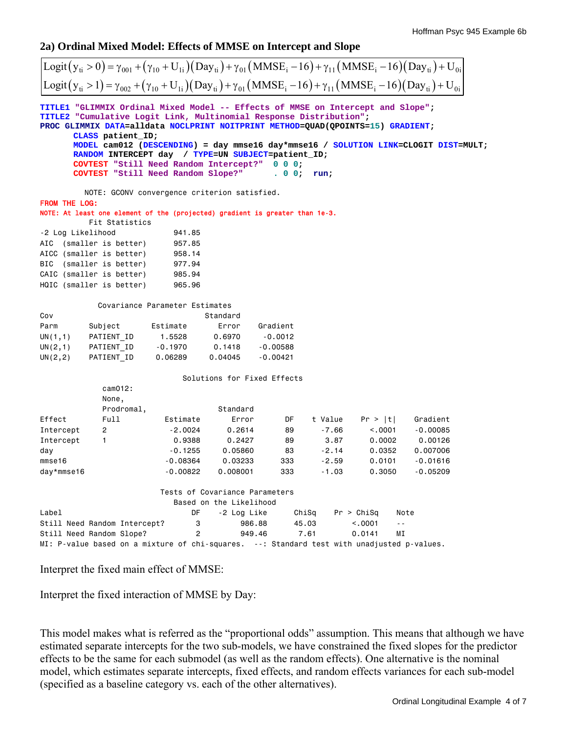## 2a) Ordinal Mixed Model: Effects of MMSE on Intercept and Slope

$$\text{Logit}(y_{ti} > 0) = \gamma_{001} + (\gamma_{10} + U_{1i})(\text{Day}_{ti}) + \gamma_{01}(\text{MMSE}_i - 16) + \gamma_{11}(\text{MMSE}_i - 16)(\text{Day}_{ti}) + U_{0i}$$
$$\text{Logit}(y_{ti} > 1) = \gamma_{002} + (\gamma_{10} + U_{1i})(\text{Day}_{ti}) + \gamma_{01}(\text{MMSE}_i - 16) + \gamma_{11}(\text{MMSE}_i - 16)(\text{Day}_{ti}) + U_{0i}$$

```
TITLE1 "GLIMMIX Ordinal Mixed Model -- Effects of MMSE on Intercept and Slope";
TITLE2 "Cumulative Logit Link, Multinomial Response Distribution";
PROC GLIMMIX DATA=alldata NOCLPRINT NOITPRINT METHOD=QUAD(QPOINTS=15) GRADIENT;
      CLASS patient_ID;
      MODEL cam012 (DESCENDING) = day mmse16 day*mmse16 / SOLUTION LINK=CLOGIT DIST=MULT;
      RANDOM INTERCEPT day  / TYPE=UN SUBJECT=patient_ID;
      COVTEST "Still Need Random Intercept?"  0 0 0;
      COVTEST "Still Need Random Slope?"      . 0 0;  run;
```

```
        NOTE: GCONV convergence criterion satisfied.
FROM THE LOG:
NOTE: At least one element of the (projected) gradient is greater than 1e-3.
```

Fit Statistics

| | |
|---|---|
| -2 Log Likelihood | 941.85 |
| AIC (smaller is better) | 957.85 |
| AICC (smaller is better) | 958.14 |
| BIC (smaller is better) | 977.94 |
| CAIC (smaller is better) | 985.94 |
| HQIC (smaller is better) | 965.96 |

Covariance Parameter Estimates

| Cov Parm | Subject | Estimate | Standard Error | Gradient |
|---|---|---|---|---|
| UN(1,1) | PATIENT_ID | 1.5528 | 0.6970 | -0.0012 |
| UN(2,1) | PATIENT_ID | -0.1970 | 0.1418 | -0.00588 |
| UN(2,2) | PATIENT_ID | 0.06289 | 0.04045 | -0.00421 |

Solutions for Fixed Effects

| Effect | cam012: None, Prodromal, Full | Estimate | Standard Error | DF | t Value | Pr > \|t\| | Gradient |
|---|---|---|---|---|---|---|---|
| Intercept | 2 | -2.0024 | 0.2614 | 89 | -7.66 | <.0001 | -0.00085 |
| Intercept | 1 | 0.9388 | 0.2427 | 89 | 3.87 | 0.0002 | 0.00126 |
| day | | -0.1255 | 0.05860 | 83 | -2.14 | 0.0352 | 0.007006 |
| mmse16 | | -0.08364 | 0.03233 | 333 | -2.59 | 0.0101 | -0.01616 |
| day*mmse16 | | -0.00822 | 0.008001 | 333 | -1.03 | 0.3050 | -0.05209 |

Tests of Covariance Parameters Based on the Likelihood

| Label | DF | -2 Log Like | ChiSq | Pr > ChiSq | Note |
|---|---|---|---|---|---|
| Still Need Random Intercept? | 3 | 986.88 | 45.03 | <.0001 | -- |
| Still Need Random Slope? | 2 | 949.46 | 7.61 | 0.0141 | MI |

MI: P-value based on a mixture of chi-squares. --: Standard test with unadjusted p-values.

Interpret the fixed main effect of MMSE:

Interpret the fixed interaction of MMSE by Day:

This model makes what is referred as the "proportional odds" assumption. This means that although we have estimated separate intercepts for the two sub-models, we have constrained the fixed slopes for the predictor effects to be the same for each submodel (as well as the random effects). One alternative is the nominal model, which estimates separate intercepts, fixed effects, and random effects variances for each sub-model (specified as a baseline category vs. each of the other alternatives).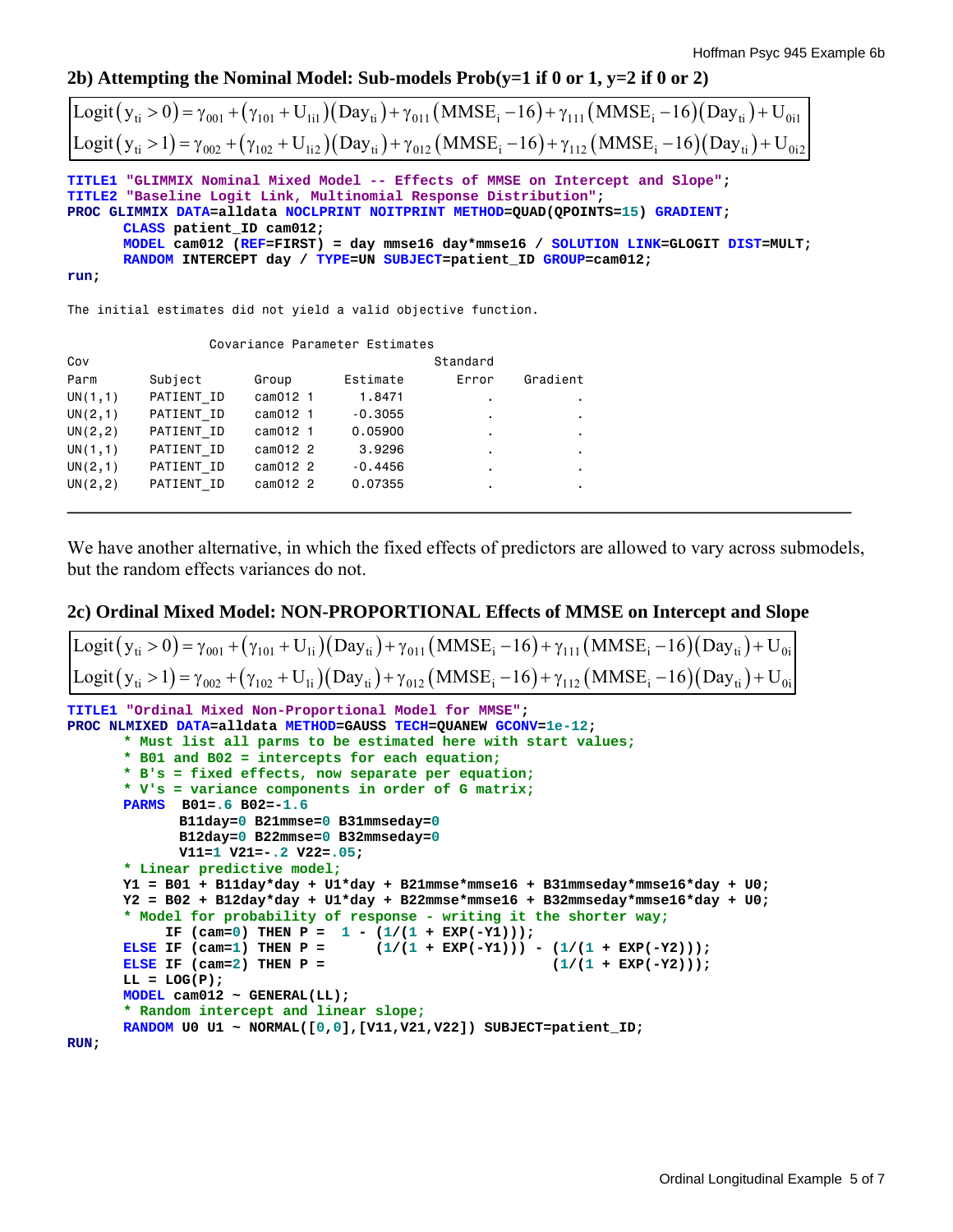### 2b) Attempting the Nominal Model: Sub-models Prob(y=1 if 0 or 1, y=2 if 0 or 2)

$$\text{Logit}\left(y_{ti}>0\right)=\gamma_{001}+\left(\gamma_{101}+U_{1i1}\right)\left(\text{Day}_{ti}\right)+\gamma_{011}\left(\text{MMSE}_i-16\right)+\gamma_{111}\left(\text{MMSE}_i-16\right)\left(\text{Day}_{ti}\right)+U_{0i1}$$
$$\text{Logit}\left(y_{ti}>1\right)=\gamma_{002}+\left(\gamma_{102}+U_{1i2}\right)\left(\text{Day}_{ti}\right)+\gamma_{012}\left(\text{MMSE}_i-16\right)+\gamma_{112}\left(\text{MMSE}_i-16\right)\left(\text{Day}_{ti}\right)+U_{0i2}$$

```
TITLE1 "GLIMMIX Nominal Mixed Model -- Effects of MMSE on Intercept and Slope";
TITLE2 "Baseline Logit Link, Multinomial Response Distribution";
PROC GLIMMIX DATA=alldata NOCLPRINT NOITPRINT METHOD=QUAD(QPOINTS=15) GRADIENT;
      CLASS patient_ID cam012;
      MODEL cam012 (REF=FIRST) = day mmse16 day*mmse16 / SOLUTION LINK=GLOGIT DIST=MULT;
      RANDOM INTERCEPT day / TYPE=UN SUBJECT=patient_ID GROUP=cam012;
run;
```

```
The initial estimates did not yield a valid objective function.

                 Covariance Parameter Estimates
Cov                                           Standard
Parm      Subject     Group       Estimate       Error    Gradient
UN(1,1)   PATIENT_ID  cam012 1      1.8471           .           .
UN(2,1)   PATIENT_ID  cam012 1     -0.3055           .           .
UN(2,2)   PATIENT_ID  cam012 1     0.05900           .           .
UN(1,1)   PATIENT_ID  cam012 2      3.9296           .           .
UN(2,1)   PATIENT_ID  cam012 2     -0.4456           .           .
UN(2,2)   PATIENT_ID  cam012 2     0.07355           .           .
```

---

We have another alternative, in which the fixed effects of predictors are allowed to vary across submodels, but the random effects variances do not.

### 2c) Ordinal Mixed Model: NON-PROPORTIONAL Effects of MMSE on Intercept and Slope

$$\text{Logit}\left(y_{ti}>0\right)=\gamma_{001}+\left(\gamma_{101}+U_{1i}\right)\left(\text{Day}_{ti}\right)+\gamma_{011}\left(\text{MMSE}_i-16\right)+\gamma_{111}\left(\text{MMSE}_i-16\right)\left(\text{Day}_{ti}\right)+U_{0i}$$
$$\text{Logit}\left(y_{ti}>1\right)=\gamma_{002}+\left(\gamma_{102}+U_{1i}\right)\left(\text{Day}_{ti}\right)+\gamma_{012}\left(\text{MMSE}_i-16\right)+\gamma_{112}\left(\text{MMSE}_i-16\right)\left(\text{Day}_{ti}\right)+U_{0i}$$

```
TITLE1 "Ordinal Mixed Non-Proportional Model for MMSE";
PROC NLMIXED DATA=alldata METHOD=GAUSS TECH=QUANEW GCONV=1e-12;
      * Must list all parms to be estimated here with start values;
      * B01 and B02 = intercepts for each equation;
      * B's = fixed effects, now separate per equation;
      * V's = variance components in order of G matrix;
      PARMS  B01=.6 B02=-1.6
             B11day=0 B21mmse=0 B31mmseday=0
             B12day=0 B22mmse=0 B32mmseday=0
             V11=1 V21=-.2 V22=.05;
      * Linear predictive model;
      Y1 = B01 + B11day*day + U1*day + B21mmse*mmse16 + B31mmseday*mmse16*day + U0;
      Y2 = B02 + B12day*day + U1*day + B22mmse*mmse16 + B32mmseday*mmse16*day + U0;
      * Model for probability of response - writing it the shorter way;
         IF (cam=0) THEN P =  1 - (1/(1 + EXP(-Y1)));
      ELSE IF (cam=1) THEN P =      (1/(1 + EXP(-Y1))) - (1/(1 + EXP(-Y2)));
      ELSE IF (cam=2) THEN P =                           (1/(1 + EXP(-Y2)));
      LL = LOG(P);
      MODEL cam012 ~ GENERAL(LL);
      * Random intercept and linear slope;
      RANDOM U0 U1 ~ NORMAL([0,0],[V11,V21,V22]) SUBJECT=patient_ID;
RUN;
```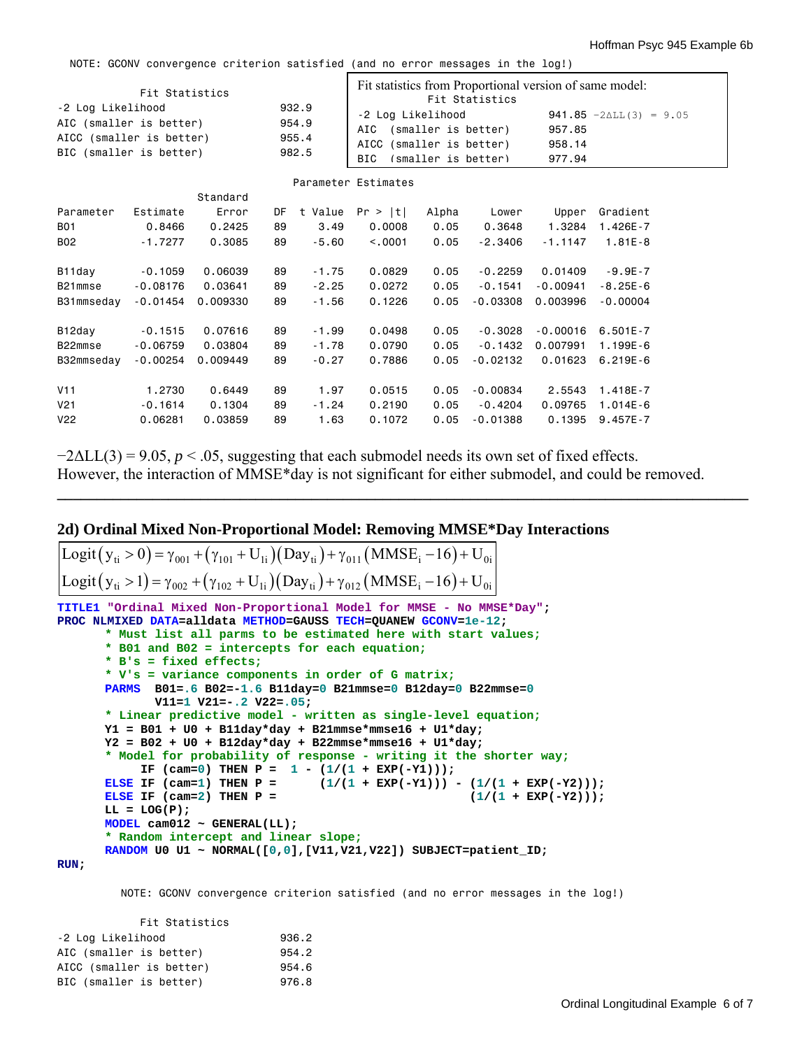NOTE: GCONV convergence criterion satisfied (and no error messages in the log!)

| Fit Statistics | |
|---|---|
| -2 Log Likelihood | 932.9 |
| AIC (smaller is better) | 954.9 |
| AICC (smaller is better) | 955.4 |
| BIC (smaller is better) | 982.5 |

Fit statistics from Proportional version of same model:

| Fit Statistics | | |
|---|---|---|
| -2 Log Likelihood | 941.85 | −2ΔLL(3) = 9.05 |
| AIC (smaller is better) | 957.85 | |
| AICC (smaller is better) | 958.14 | |
| BIC (smaller is better) | 977.94 | |

Parameter Estimates

| Parameter | Estimate | Standard Error | DF | t Value | Pr > \|t\| | Alpha | Lower | Upper | Gradient |
|---|---|---|---|---|---|---|---|---|---|
| B01 | 0.8466 | 0.2425 | 89 | 3.49 | 0.0008 | 0.05 | 0.3648 | 1.3284 | 1.426E-7 |
| B02 | -1.7277 | 0.3085 | 89 | -5.60 | <.0001 | 0.05 | -2.3406 | -1.1147 | 1.81E-8 |
| B11day | -0.1059 | 0.06039 | 89 | -1.75 | 0.0829 | 0.05 | -0.2259 | 0.01409 | -9.9E-7 |
| B21mmse | -0.08176 | 0.03641 | 89 | -2.25 | 0.0272 | 0.05 | -0.1541 | -0.00941 | -8.25E-6 |
| B31mmseday | -0.01454 | 0.009330 | 89 | -1.56 | 0.1226 | 0.05 | -0.03308 | 0.003996 | -0.00004 |
| B12day | -0.1515 | 0.07616 | 89 | -1.99 | 0.0498 | 0.05 | -0.3028 | -0.00016 | 6.501E-7 |
| B22mmse | -0.06759 | 0.03804 | 89 | -1.78 | 0.0790 | 0.05 | -0.1432 | 0.007991 | 1.199E-6 |
| B32mmseday | -0.00254 | 0.009449 | 89 | -0.27 | 0.7886 | 0.05 | -0.02132 | 0.01623 | 6.219E-6 |
| V11 | 1.2730 | 0.6449 | 89 | 1.97 | 0.0515 | 0.05 | -0.00834 | 2.5543 | 1.418E-7 |
| V21 | -0.1614 | 0.1304 | 89 | -1.24 | 0.2190 | 0.05 | -0.4204 | 0.09765 | 1.014E-6 |
| V22 | 0.06281 | 0.03859 | 89 | 1.63 | 0.1072 | 0.05 | -0.01388 | 0.1395 | 9.457E-7 |

$-2\Delta LL(3) = 9.05$, $p < .05$, suggesting that each submodel needs its own set of fixed effects. However, the interaction of MMSE*day is not significant for either submodel, and could be removed.

---

## 2d) Ordinal Mixed Non-Proportional Model: Removing MMSE*Day Interactions

$$\text{Logit}\left(y_{ti} > 0\right) = \gamma_{001} + \left(\gamma_{101} + U_{1i}\right)\left(\text{Day}_{ti}\right) + \gamma_{011}\left(\text{MMSE}_i - 16\right) + U_{0i}$$

$$\text{Logit}\left(y_{ti} > 1\right) = \gamma_{002} + \left(\gamma_{102} + U_{1i}\right)\left(\text{Day}_{ti}\right) + \gamma_{012}\left(\text{MMSE}_i - 16\right) + U_{0i}$$

```
TITLE1 "Ordinal Mixed Non-Proportional Model for MMSE - No MMSE*Day";
PROC NLMIXED DATA=alldata METHOD=GAUSS TECH=QUANEW GCONV=1e-12;
      * Must list all parms to be estimated here with start values;
      * B01 and B02 = intercepts for each equation;
      * B's = fixed effects;
      * V's = variance components in order of G matrix;
      PARMS  B01=.6 B02=-1.6 B11day=0 B21mmse=0 B12day=0 B22mmse=0
             V11=1 V21=-.2 V22=.05;
      * Linear predictive model - written as single-level equation;
      Y1 = B01 + U0 + B11day*day + B21mmse*mmse16 + U1*day;
      Y2 = B02 + U0 + B12day*day + B22mmse*mmse16 + U1*day;
      * Model for probability of response - writing it the shorter way;
           IF (cam=0) THEN P =  1 - (1/(1 + EXP(-Y1)));
      ELSE IF (cam=1) THEN P =      (1/(1 + EXP(-Y1))) - (1/(1 + EXP(-Y2)));
      ELSE IF (cam=2) THEN P =                           (1/(1 + EXP(-Y2)));
      LL = LOG(P);
      MODEL cam012 ~ GENERAL(LL);
      * Random intercept and linear slope;
      RANDOM U0 U1 ~ NORMAL([0,0],[V11,V21,V22]) SUBJECT=patient_ID;
RUN;
```

NOTE: GCONV convergence criterion satisfied (and no error messages in the log!)

| Fit Statistics | |
|---|---|
| -2 Log Likelihood | 936.2 |
| AIC (smaller is better) | 954.2 |
| AICC (smaller is better) | 954.6 |
| BIC (smaller is better) | 976.8 |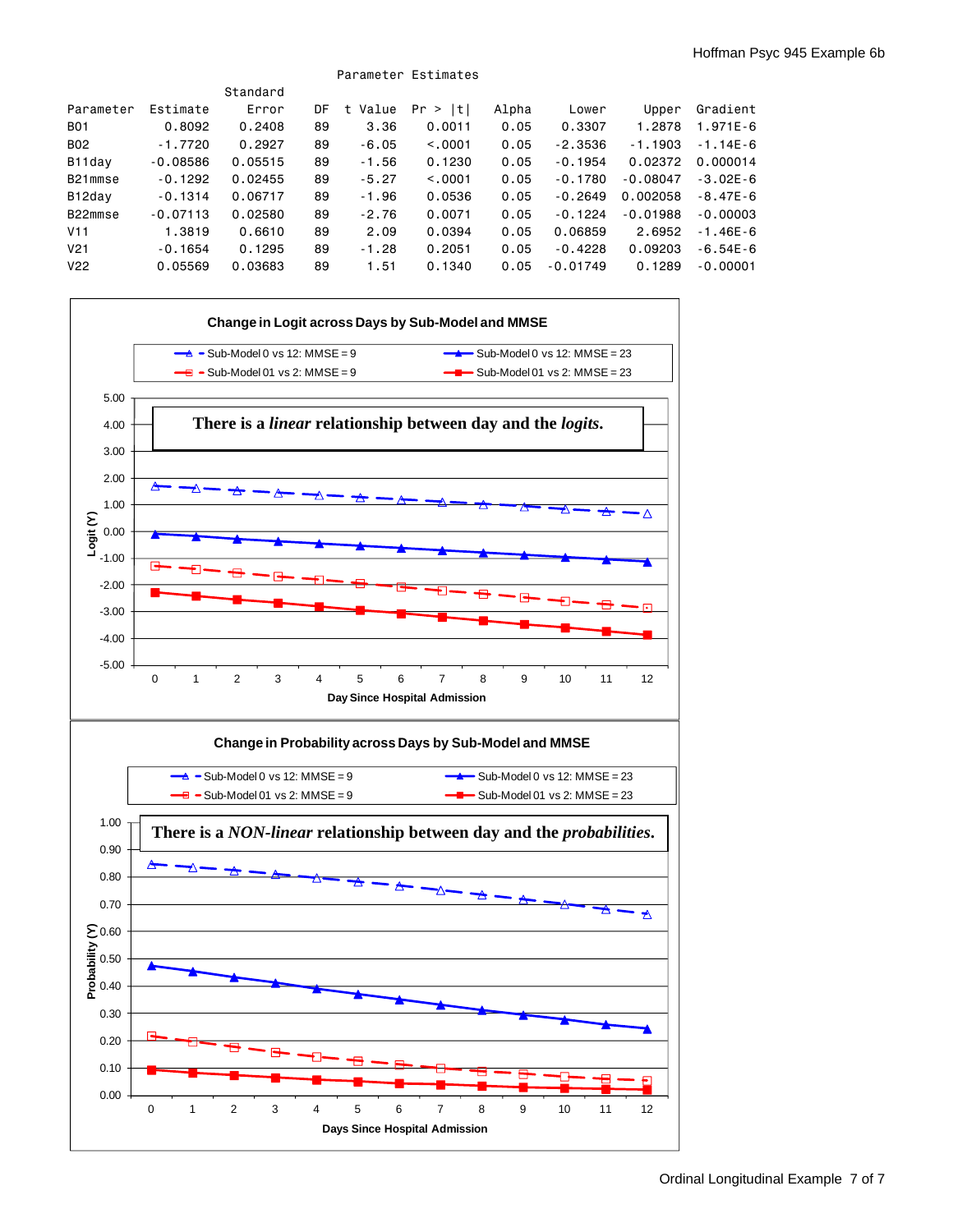Parameter Estimates

| Parameter | Estimate | Standard Error | DF | t Value | Pr > \|t\| | Alpha | Lower | Upper | Gradient |
|---|---|---|---|---|---|---|---|---|---|
| B01 | 0.8092 | 0.2408 | 89 | 3.36 | 0.0011 | 0.05 | 0.3307 | 1.2878 | 1.971E-6 |
| B02 | -1.7720 | 0.2927 | 89 | -6.05 | <.0001 | 0.05 | -2.3536 | -1.1903 | -1.14E-6 |
| B11day | -0.08586 | 0.05515 | 89 | -1.56 | 0.1230 | 0.05 | -0.1954 | 0.02372 | 0.000014 |
| B21mmse | -0.1292 | 0.02455 | 89 | -5.27 | <.0001 | 0.05 | -0.1780 | -0.08047 | -3.02E-6 |
| B12day | -0.1314 | 0.06717 | 89 | -1.96 | 0.0536 | 0.05 | -0.2649 | 0.002058 | -8.47E-6 |
| B22mmse | -0.07113 | 0.02580 | 89 | -2.76 | 0.0071 | 0.05 | -0.1224 | -0.01988 | -0.00003 |
| V11 | 1.3819 | 0.6610 | 89 | 2.09 | 0.0394 | 0.05 | 0.06859 | 2.6952 | -1.46E-6 |
| V21 | -0.1654 | 0.1295 | 89 | -1.28 | 0.2051 | 0.05 | -0.4228 | 0.09203 | -6.54E-6 |
| V22 | 0.05569 | 0.03683 | 89 | 1.51 | 0.1340 | 0.05 | -0.01749 | 0.1289 | -0.00001 |

Change in Logit across Days by Sub-Model and MMSE

Sub-Model 0 vs 12: MMSE = 9
Sub-Model 0 vs 12: MMSE = 23
Sub-Model 01 vs 2: MMSE = 9
Sub-Model 01 vs 2: MMSE = 23

There is a *linear* relationship between day and the *logits*.

Logit (Y)

5.00 4.00 3.00 2.00 1.00 0.00 -1.00 -2.00 -3.00 -4.00 -5.00

0 1 2 3 4 5 6 7 8 9 10 11 12

Day Since Hospital Admission

Change in Probability across Days by Sub-Model and MMSE

Sub-Model 0 vs 12: MMSE = 9
Sub-Model 0 vs 12: MMSE = 23
Sub-Model 01 vs 2: MMSE = 9
Sub-Model 01 vs 2: MMSE = 23

There is a *NON-linear* relationship between day and the *probabilities*.

Probability (Y)

1.00 0.90 0.80 0.70 0.60 0.50 0.40 0.30 0.20 0.10 0.00

0 1 2 3 4 5 6 7 8 9 10 11 12

Days Since Hospital Admission